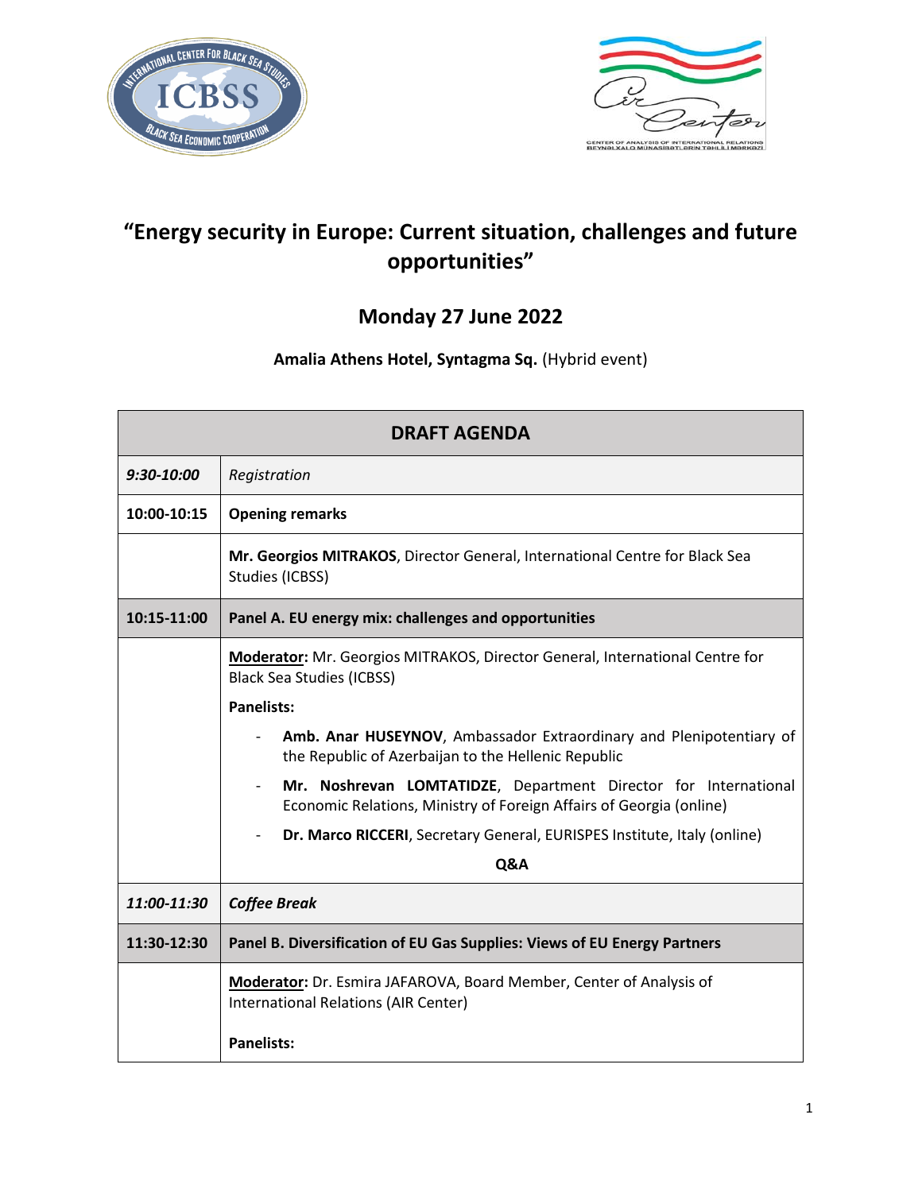# "Energy security in Europe: Current situation, challenges and future opportunities"

## Monday 27 June 2022

**Amalia Athens Hotel, Syntagma Sq.** (Hybrid event)

| DRAFT AGENDA | |
|---|---|
| *9:30-10:00* | *Registration* |
| **10:00-10:15** | **Opening remarks** |
| | **Mr. Georgios MITRAKOS**, Director General, International Centre for Black Sea Studies (ICBSS) |
| **10:15-11:00** | **Panel A. EU energy mix: challenges and opportunities** |
| | **Moderator:** Mr. Georgios MITRAKOS, Director General, International Centre for Black Sea Studies (ICBSS)<br>**Panelists:**<br>- **Amb. Anar HUSEYNOV**, Ambassador Extraordinary and Plenipotentiary of the Republic of Azerbaijan to the Hellenic Republic<br>- **Mr. Noshrevan LOMTATIDZE**, Department Director for International Economic Relations, Ministry of Foreign Affairs of Georgia (online)<br>- **Dr. Marco RICCERI**, Secretary General, EURISPES Institute, Italy (online)<br>**Q&A** |
| ***11:00-11:30*** | ***Coffee Break*** |
| **11:30-12:30** | **Panel B. Diversification of EU Gas Supplies: Views of EU Energy Partners** |
| | **Moderator:** Dr. Esmira JAFAROVA, Board Member, Center of Analysis of International Relations (AIR Center)<br>**Panelists:** |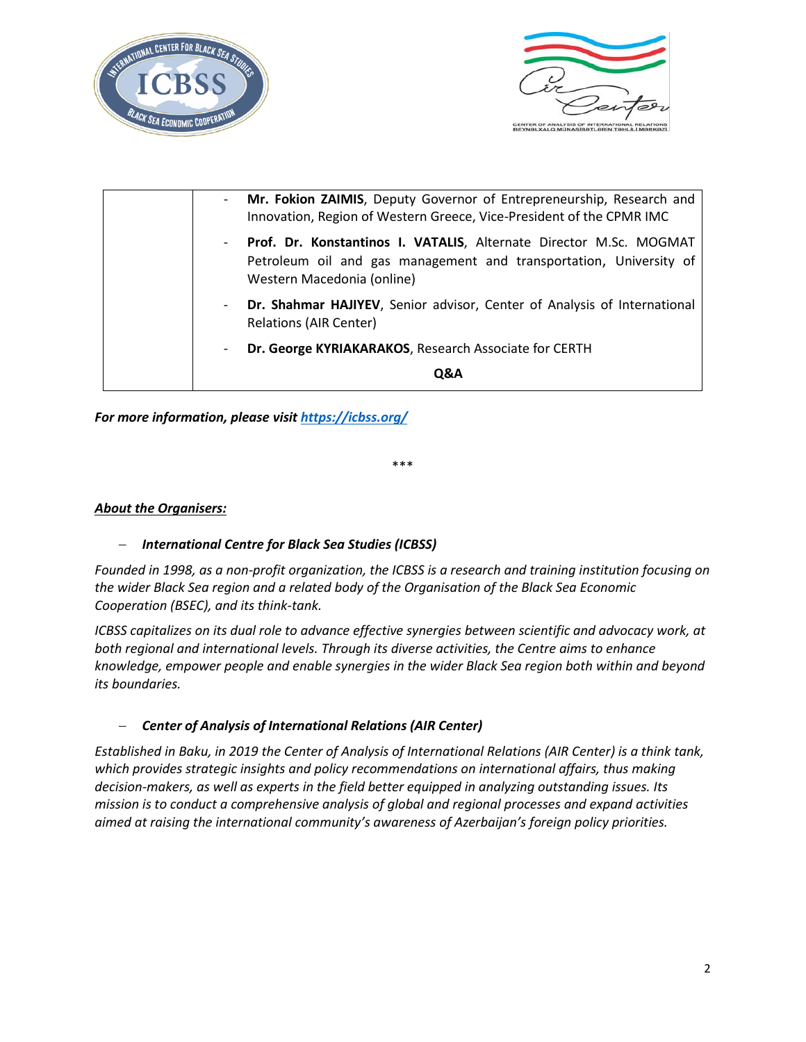| | |
|---|---|
| | - **Mr. Fokion ZAIMIS**, Deputy Governor of Entrepreneurship, Research and Innovation, Region of Western Greece, Vice-President of the CPMR IMC<br>- **Prof. Dr. Konstantinos I. VATALIS**, Alternate Director M.Sc. MOGMAT Petroleum oil and gas management and transportation, University of Western Macedonia (online)<br>- **Dr. Shahmar HAJIYEV**, Senior advisor, Center of Analysis of International Relations (AIR Center)<br>- **Dr. George KYRIAKARAKOS**, Research Associate for CERTH<br>**Q&A** |

***For more information, please visit [https://icbss.org/](https://icbss.org/)***

***

***<u>About the Organisers:</u>***

– ***International Centre for Black Sea Studies (ICBSS)***

*Founded in 1998, as a non-profit organization, the ICBSS is a research and training institution focusing on the wider Black Sea region and a related body of the Organisation of the Black Sea Economic Cooperation (BSEC), and its think-tank.*

*ICBSS capitalizes on its dual role to advance effective synergies between scientific and advocacy work, at both regional and international levels. Through its diverse activities, the Centre aims to enhance knowledge, empower people and enable synergies in the wider Black Sea region both within and beyond its boundaries.*

– ***Center of Analysis of International Relations (AIR Center)***

*Established in Baku, in 2019 the Center of Analysis of International Relations (AIR Center) is a think tank, which provides strategic insights and policy recommendations on international affairs, thus making decision-makers, as well as experts in the field better equipped in analyzing outstanding issues. Its mission is to conduct a comprehensive analysis of global and regional processes and expand activities aimed at raising the international community's awareness of Azerbaijan's foreign policy priorities.*